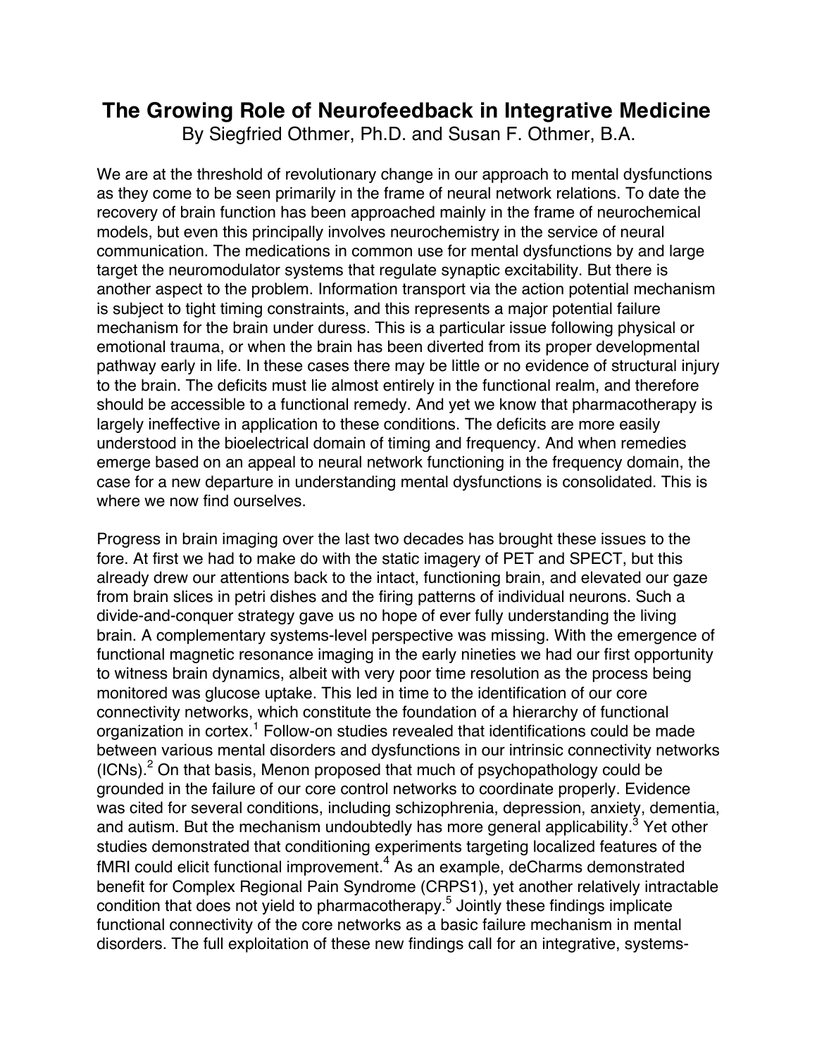# The Growing Role of Neurofeedback in Integrative Medicine

By Siegfried Othmer, Ph.D. and Susan F. Othmer, B.A.

We are at the threshold of revolutionary change in our approach to mental dysfunctions as they come to be seen primarily in the frame of neural network relations. To date the recovery of brain function has been approached mainly in the frame of neurochemical models, but even this principally involves neurochemistry in the service of neural communication. The medications in common use for mental dysfunctions by and large target the neuromodulator systems that regulate synaptic excitability. But there is another aspect to the problem. Information transport via the action potential mechanism is subject to tight timing constraints, and this represents a major potential failure mechanism for the brain under duress. This is a particular issue following physical or emotional trauma, or when the brain has been diverted from its proper developmental pathway early in life. In these cases there may be little or no evidence of structural injury to the brain. The deficits must lie almost entirely in the functional realm, and therefore should be accessible to a functional remedy. And yet we know that pharmacotherapy is largely ineffective in application to these conditions. The deficits are more easily understood in the bioelectrical domain of timing and frequency. And when remedies emerge based on an appeal to neural network functioning in the frequency domain, the case for a new departure in understanding mental dysfunctions is consolidated. This is where we now find ourselves.

Progress in brain imaging over the last two decades has brought these issues to the fore. At first we had to make do with the static imagery of PET and SPECT, but this already drew our attentions back to the intact, functioning brain, and elevated our gaze from brain slices in petri dishes and the firing patterns of individual neurons. Such a divide-and-conquer strategy gave us no hope of ever fully understanding the living brain. A complementary systems-level perspective was missing. With the emergence of functional magnetic resonance imaging in the early nineties we had our first opportunity to witness brain dynamics, albeit with very poor time resolution as the process being monitored was glucose uptake. This led in time to the identification of our core connectivity networks, which constitute the foundation of a hierarchy of functional organization in cortex.[1] Follow-on studies revealed that identifications could be made between various mental disorders and dysfunctions in our intrinsic connectivity networks (ICNs).[2] On that basis, Menon proposed that much of psychopathology could be grounded in the failure of our core control networks to coordinate properly. Evidence was cited for several conditions, including schizophrenia, depression, anxiety, dementia, and autism. But the mechanism undoubtedly has more general applicability.[3] Yet other studies demonstrated that conditioning experiments targeting localized features of the fMRI could elicit functional improvement.[4] As an example, deCharms demonstrated benefit for Complex Regional Pain Syndrome (CRPS1), yet another relatively intractable condition that does not yield to pharmacotherapy.[5] Jointly these findings implicate functional connectivity of the core networks as a basic failure mechanism in mental disorders. The full exploitation of these new findings call for an integrative, systems-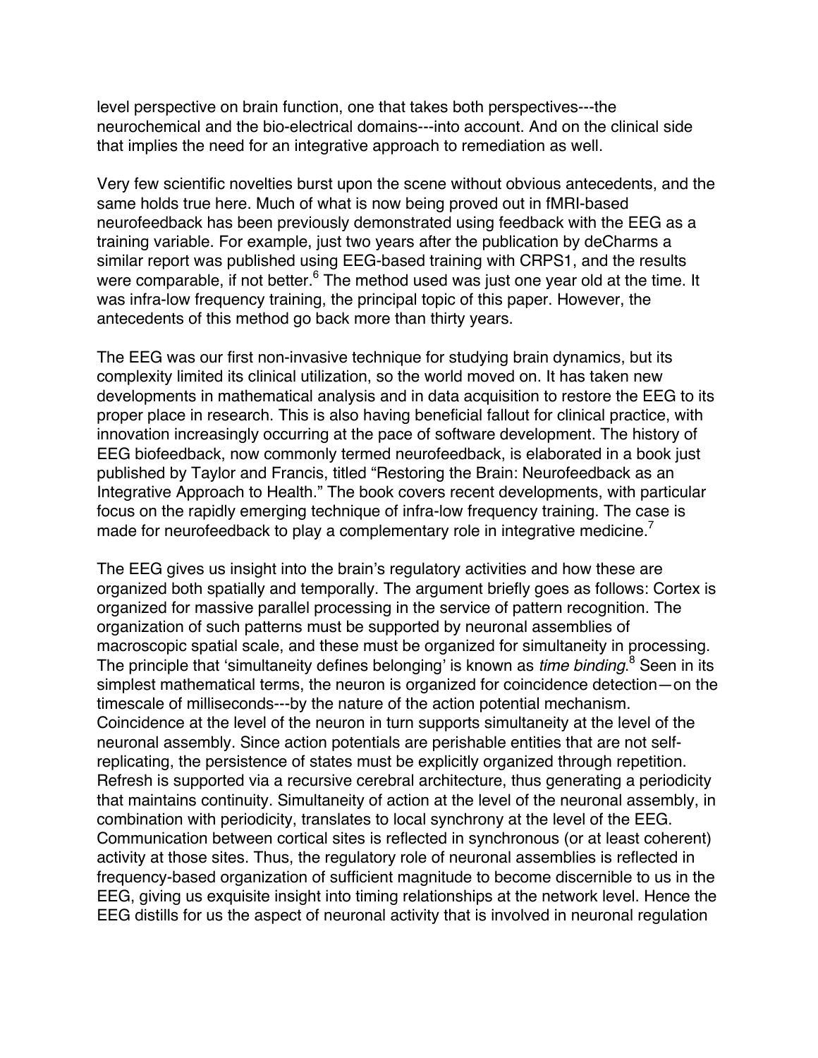level perspective on brain function, one that takes both perspectives---the neurochemical and the bio-electrical domains---into account. And on the clinical side that implies the need for an integrative approach to remediation as well.

Very few scientific novelties burst upon the scene without obvious antecedents, and the same holds true here. Much of what is now being proved out in fMRI-based neurofeedback has been previously demonstrated using feedback with the EEG as a training variable. For example, just two years after the publication by deCharms a similar report was published using EEG-based training with CRPS1, and the results were comparable, if not better.[6] The method used was just one year old at the time. It was infra-low frequency training, the principal topic of this paper. However, the antecedents of this method go back more than thirty years.

The EEG was our first non-invasive technique for studying brain dynamics, but its complexity limited its clinical utilization, so the world moved on. It has taken new developments in mathematical analysis and in data acquisition to restore the EEG to its proper place in research. This is also having beneficial fallout for clinical practice, with innovation increasingly occurring at the pace of software development. The history of EEG biofeedback, now commonly termed neurofeedback, is elaborated in a book just published by Taylor and Francis, titled "Restoring the Brain: Neurofeedback as an Integrative Approach to Health." The book covers recent developments, with particular focus on the rapidly emerging technique of infra-low frequency training. The case is made for neurofeedback to play a complementary role in integrative medicine.[7]

The EEG gives us insight into the brain's regulatory activities and how these are organized both spatially and temporally. The argument briefly goes as follows: Cortex is organized for massive parallel processing in the service of pattern recognition. The organization of such patterns must be supported by neuronal assemblies of macroscopic spatial scale, and these must be organized for simultaneity in processing. The principle that 'simultaneity defines belonging' is known as *time binding*.[8] Seen in its simplest mathematical terms, the neuron is organized for coincidence detection—on the timescale of milliseconds---by the nature of the action potential mechanism. Coincidence at the level of the neuron in turn supports simultaneity at the level of the neuronal assembly. Since action potentials are perishable entities that are not self-replicating, the persistence of states must be explicitly organized through repetition. Refresh is supported via a recursive cerebral architecture, thus generating a periodicity that maintains continuity. Simultaneity of action at the level of the neuronal assembly, in combination with periodicity, translates to local synchrony at the level of the EEG. Communication between cortical sites is reflected in synchronous (or at least coherent) activity at those sites. Thus, the regulatory role of neuronal assemblies is reflected in frequency-based organization of sufficient magnitude to become discernible to us in the EEG, giving us exquisite insight into timing relationships at the network level. Hence the EEG distills for us the aspect of neuronal activity that is involved in neuronal regulation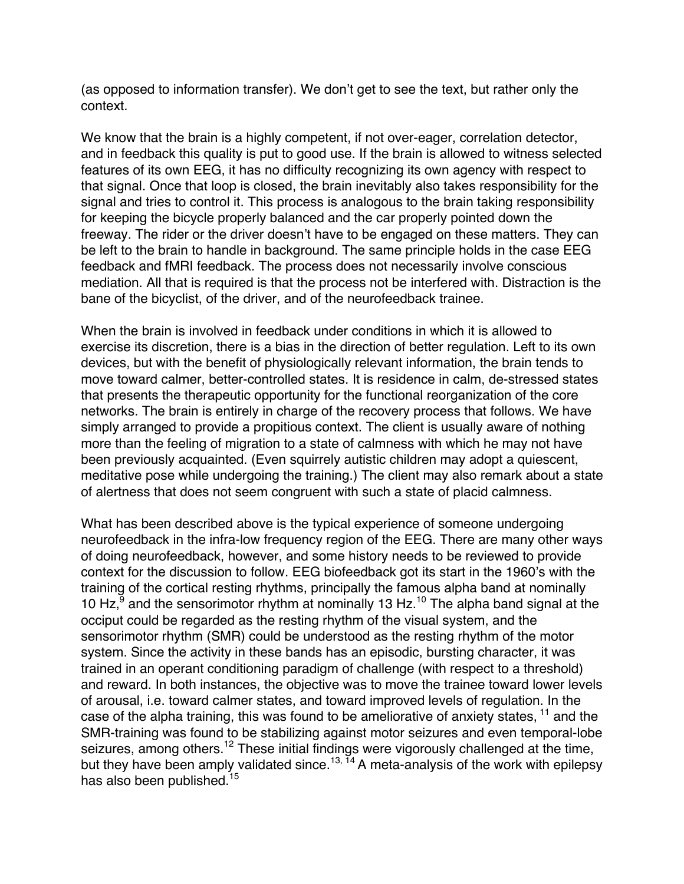(as opposed to information transfer). We don't get to see the text, but rather only the context.

We know that the brain is a highly competent, if not over-eager, correlation detector, and in feedback this quality is put to good use. If the brain is allowed to witness selected features of its own EEG, it has no difficulty recognizing its own agency with respect to that signal. Once that loop is closed, the brain inevitably also takes responsibility for the signal and tries to control it. This process is analogous to the brain taking responsibility for keeping the bicycle properly balanced and the car properly pointed down the freeway. The rider or the driver doesn't have to be engaged on these matters. They can be left to the brain to handle in background. The same principle holds in the case EEG feedback and fMRI feedback. The process does not necessarily involve conscious mediation. All that is required is that the process not be interfered with. Distraction is the bane of the bicyclist, of the driver, and of the neurofeedback trainee.

When the brain is involved in feedback under conditions in which it is allowed to exercise its discretion, there is a bias in the direction of better regulation. Left to its own devices, but with the benefit of physiologically relevant information, the brain tends to move toward calmer, better-controlled states. It is residence in calm, de-stressed states that presents the therapeutic opportunity for the functional reorganization of the core networks. The brain is entirely in charge of the recovery process that follows. We have simply arranged to provide a propitious context. The client is usually aware of nothing more than the feeling of migration to a state of calmness with which he may not have been previously acquainted. (Even squirrelly autistic children may adopt a quiescent, meditative pose while undergoing the training.) The client may also remark about a state of alertness that does not seem congruent with such a state of placid calmness.

What has been described above is the typical experience of someone undergoing neurofeedback in the infra-low frequency region of the EEG. There are many other ways of doing neurofeedback, however, and some history needs to be reviewed to provide context for the discussion to follow. EEG biofeedback got its start in the 1960's with the training of the cortical resting rhythms, principally the famous alpha band at nominally 10 Hz,[9] and the sensorimotor rhythm at nominally 13 Hz.[10] The alpha band signal at the occiput could be regarded as the resting rhythm of the visual system, and the sensorimotor rhythm (SMR) could be understood as the resting rhythm of the motor system. Since the activity in these bands has an episodic, bursting character, it was trained in an operant conditioning paradigm of challenge (with respect to a threshold) and reward. In both instances, the objective was to move the trainee toward lower levels of arousal, i.e. toward calmer states, and toward improved levels of regulation. In the case of the alpha training, this was found to be ameliorative of anxiety states, [11] and the SMR-training was found to be stabilizing against motor seizures and even temporal-lobe seizures, among others.[12] These initial findings were vigorously challenged at the time, but they have been amply validated since.[13, 14] A meta-analysis of the work with epilepsy has also been published.[15]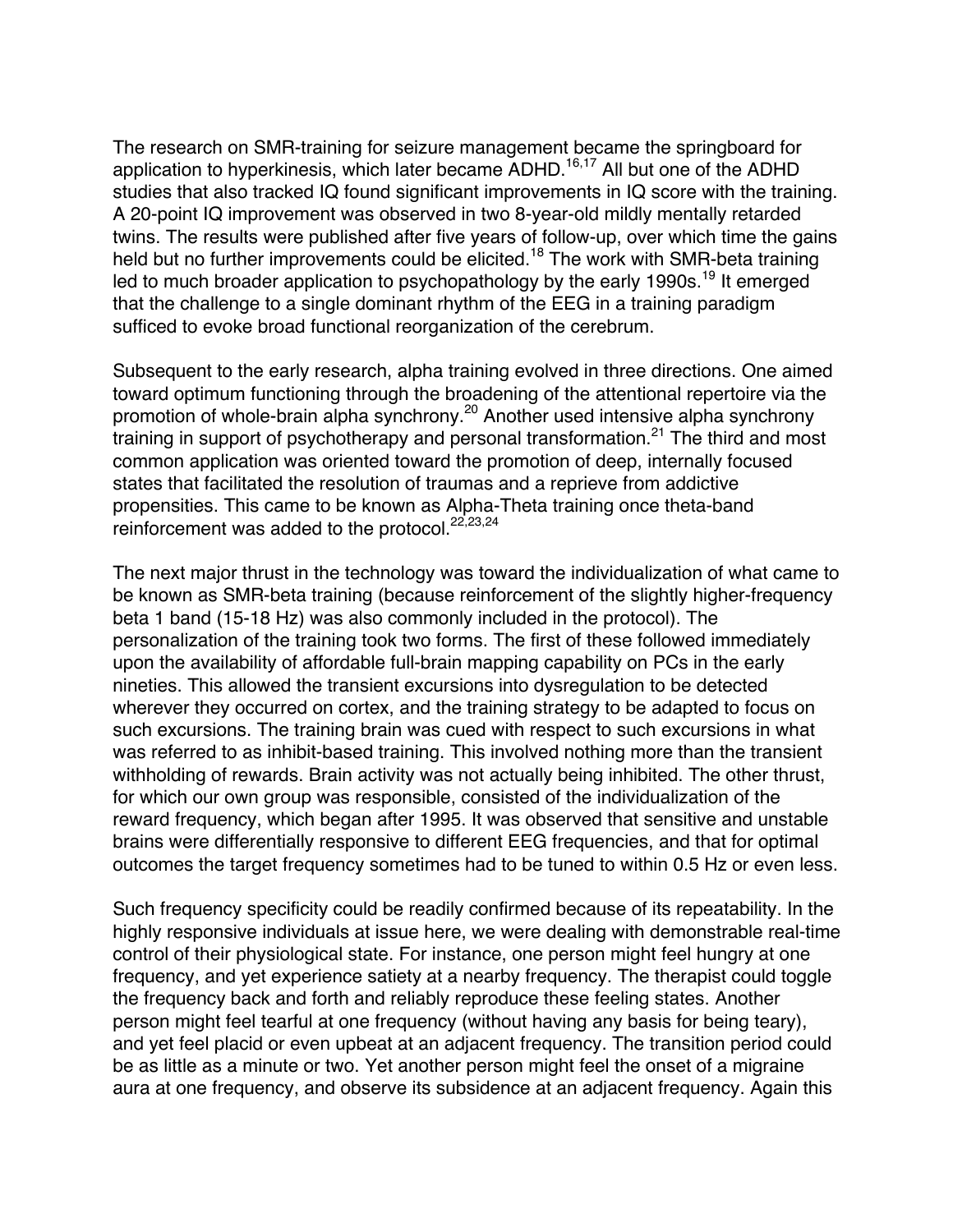The research on SMR-training for seizure management became the springboard for application to hyperkinesis, which later became ADHD.[16,17] All but one of the ADHD studies that also tracked IQ found significant improvements in IQ score with the training. A 20-point IQ improvement was observed in two 8-year-old mildly mentally retarded twins. The results were published after five years of follow-up, over which time the gains held but no further improvements could be elicited.[18] The work with SMR-beta training led to much broader application to psychopathology by the early 1990s.[19] It emerged that the challenge to a single dominant rhythm of the EEG in a training paradigm sufficed to evoke broad functional reorganization of the cerebrum.

Subsequent to the early research, alpha training evolved in three directions. One aimed toward optimum functioning through the broadening of the attentional repertoire via the promotion of whole-brain alpha synchrony.[20] Another used intensive alpha synchrony training in support of psychotherapy and personal transformation.[21] The third and most common application was oriented toward the promotion of deep, internally focused states that facilitated the resolution of traumas and a reprieve from addictive propensities. This came to be known as Alpha-Theta training once theta-band reinforcement was added to the protocol.[22,23,24]

The next major thrust in the technology was toward the individualization of what came to be known as SMR-beta training (because reinforcement of the slightly higher-frequency beta 1 band (15-18 Hz) was also commonly included in the protocol). The personalization of the training took two forms. The first of these followed immediately upon the availability of affordable full-brain mapping capability on PCs in the early nineties. This allowed the transient excursions into dysregulation to be detected wherever they occurred on cortex, and the training strategy to be adapted to focus on such excursions. The training brain was cued with respect to such excursions in what was referred to as inhibit-based training. This involved nothing more than the transient withholding of rewards. Brain activity was not actually being inhibited. The other thrust, for which our own group was responsible, consisted of the individualization of the reward frequency, which began after 1995. It was observed that sensitive and unstable brains were differentially responsive to different EEG frequencies, and that for optimal outcomes the target frequency sometimes had to be tuned to within 0.5 Hz or even less.

Such frequency specificity could be readily confirmed because of its repeatability. In the highly responsive individuals at issue here, we were dealing with demonstrable real-time control of their physiological state. For instance, one person might feel hungry at one frequency, and yet experience satiety at a nearby frequency. The therapist could toggle the frequency back and forth and reliably reproduce these feeling states. Another person might feel tearful at one frequency (without having any basis for being teary), and yet feel placid or even upbeat at an adjacent frequency. The transition period could be as little as a minute or two. Yet another person might feel the onset of a migraine aura at one frequency, and observe its subsidence at an adjacent frequency. Again this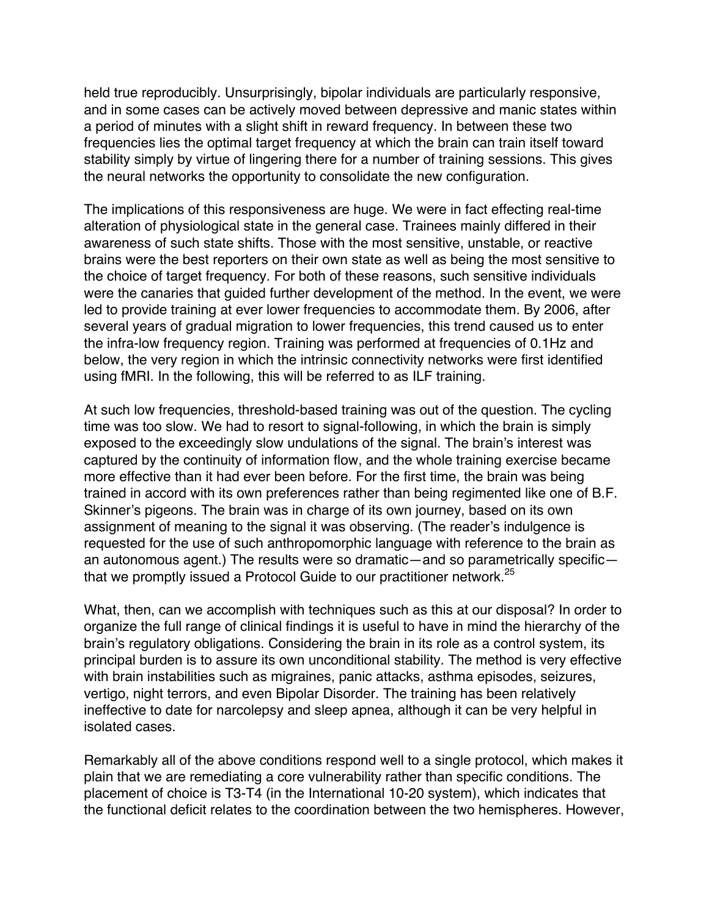held true reproducibly. Unsurprisingly, bipolar individuals are particularly responsive, and in some cases can be actively moved between depressive and manic states within a period of minutes with a slight shift in reward frequency. In between these two frequencies lies the optimal target frequency at which the brain can train itself toward stability simply by virtue of lingering there for a number of training sessions. This gives the neural networks the opportunity to consolidate the new configuration.

The implications of this responsiveness are huge. We were in fact effecting real-time alteration of physiological state in the general case. Trainees mainly differed in their awareness of such state shifts. Those with the most sensitive, unstable, or reactive brains were the best reporters on their own state as well as being the most sensitive to the choice of target frequency. For both of these reasons, such sensitive individuals were the canaries that guided further development of the method. In the event, we were led to provide training at ever lower frequencies to accommodate them. By 2006, after several years of gradual migration to lower frequencies, this trend caused us to enter the infra-low frequency region. Training was performed at frequencies of 0.1Hz and below, the very region in which the intrinsic connectivity networks were first identified using fMRI. In the following, this will be referred to as ILF training.

At such low frequencies, threshold-based training was out of the question. The cycling time was too slow. We had to resort to signal-following, in which the brain is simply exposed to the exceedingly slow undulations of the signal. The brain's interest was captured by the continuity of information flow, and the whole training exercise became more effective than it had ever been before. For the first time, the brain was being trained in accord with its own preferences rather than being regimented like one of B.F. Skinner's pigeons. The brain was in charge of its own journey, based on its own assignment of meaning to the signal it was observing. (The reader's indulgence is requested for the use of such anthropomorphic language with reference to the brain as an autonomous agent.) The results were so dramatic—and so parametrically specific—that we promptly issued a Protocol Guide to our practitioner network.[25]

What, then, can we accomplish with techniques such as this at our disposal? In order to organize the full range of clinical findings it is useful to have in mind the hierarchy of the brain's regulatory obligations. Considering the brain in its role as a control system, its principal burden is to assure its own unconditional stability. The method is very effective with brain instabilities such as migraines, panic attacks, asthma episodes, seizures, vertigo, night terrors, and even Bipolar Disorder. The training has been relatively ineffective to date for narcolepsy and sleep apnea, although it can be very helpful in isolated cases.

Remarkably all of the above conditions respond well to a single protocol, which makes it plain that we are remediating a core vulnerability rather than specific conditions. The placement of choice is T3-T4 (in the International 10-20 system), which indicates that the functional deficit relates to the coordination between the two hemispheres. However,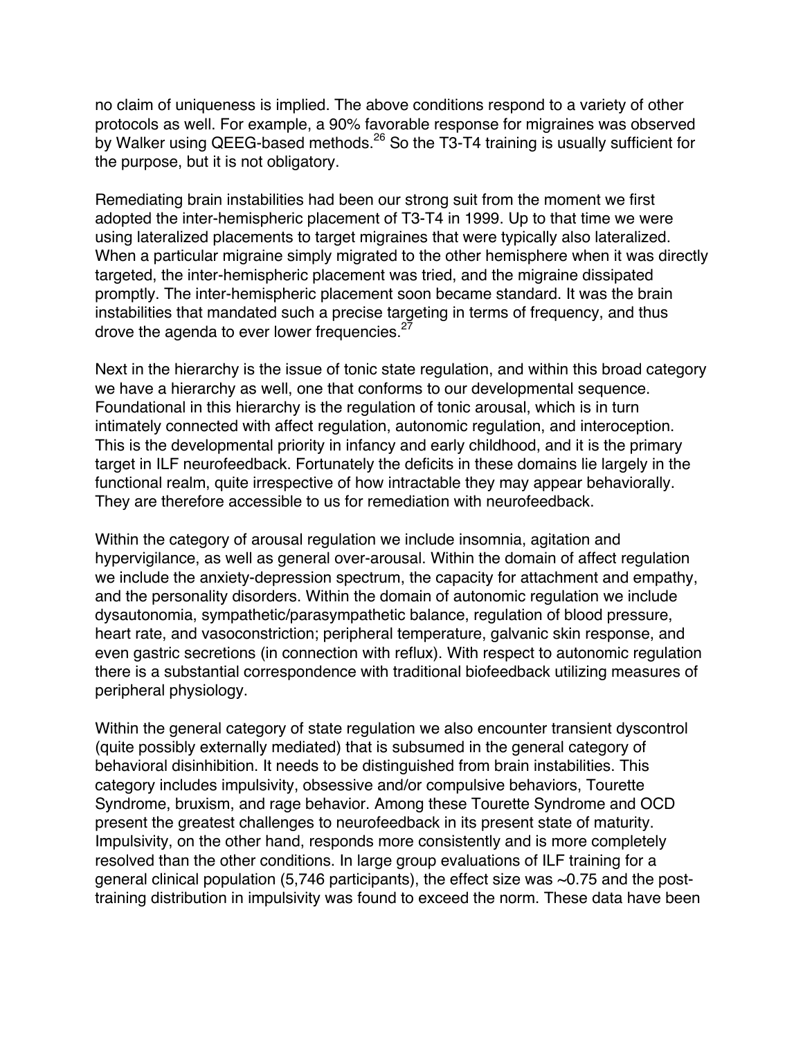no claim of uniqueness is implied. The above conditions respond to a variety of other protocols as well. For example, a 90% favorable response for migraines was observed by Walker using QEEG-based methods.[26] So the T3-T4 training is usually sufficient for the purpose, but it is not obligatory.

Remediating brain instabilities had been our strong suit from the moment we first adopted the inter-hemispheric placement of T3-T4 in 1999. Up to that time we were using lateralized placements to target migraines that were typically also lateralized. When a particular migraine simply migrated to the other hemisphere when it was directly targeted, the inter-hemispheric placement was tried, and the migraine dissipated promptly. The inter-hemispheric placement soon became standard. It was the brain instabilities that mandated such a precise targeting in terms of frequency, and thus drove the agenda to ever lower frequencies.[27]

Next in the hierarchy is the issue of tonic state regulation, and within this broad category we have a hierarchy as well, one that conforms to our developmental sequence. Foundational in this hierarchy is the regulation of tonic arousal, which is in turn intimately connected with affect regulation, autonomic regulation, and interoception. This is the developmental priority in infancy and early childhood, and it is the primary target in ILF neurofeedback. Fortunately the deficits in these domains lie largely in the functional realm, quite irrespective of how intractable they may appear behaviorally. They are therefore accessible to us for remediation with neurofeedback.

Within the category of arousal regulation we include insomnia, agitation and hypervigilance, as well as general over-arousal. Within the domain of affect regulation we include the anxiety-depression spectrum, the capacity for attachment and empathy, and the personality disorders. Within the domain of autonomic regulation we include dysautonomia, sympathetic/parasympathetic balance, regulation of blood pressure, heart rate, and vasoconstriction; peripheral temperature, galvanic skin response, and even gastric secretions (in connection with reflux). With respect to autonomic regulation there is a substantial correspondence with traditional biofeedback utilizing measures of peripheral physiology.

Within the general category of state regulation we also encounter transient dyscontrol (quite possibly externally mediated) that is subsumed in the general category of behavioral disinhibition. It needs to be distinguished from brain instabilities. This category includes impulsivity, obsessive and/or compulsive behaviors, Tourette Syndrome, bruxism, and rage behavior. Among these Tourette Syndrome and OCD present the greatest challenges to neurofeedback in its present state of maturity. Impulsivity, on the other hand, responds more consistently and is more completely resolved than the other conditions. In large group evaluations of ILF training for a general clinical population (5,746 participants), the effect size was ~0.75 and the post-training distribution in impulsivity was found to exceed the norm. These data have been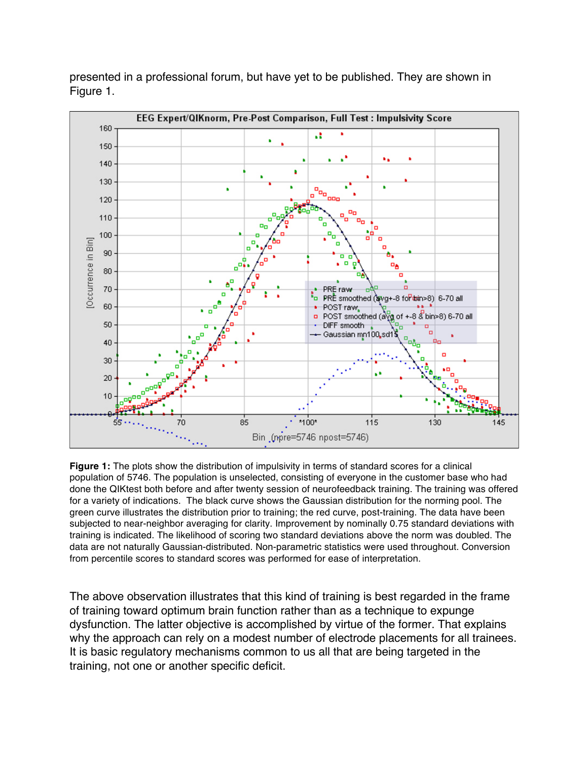presented in a professional forum, but have yet to be published. They are shown in Figure 1.

**Figure 1:** The plots show the distribution of impulsivity in terms of standard scores for a clinical population of 5746. The population is unselected, consisting of everyone in the customer base who had done the QIKtest both before and after twenty session of neurofeedback training. The training was offered for a variety of indications. The black curve shows the Gaussian distribution for the norming pool. The green curve illustrates the distribution prior to training; the red curve, post-training. The data have been subjected to near-neighbor averaging for clarity. Improvement by nominally 0.75 standard deviations with training is indicated. The likelihood of scoring two standard deviations above the norm was doubled. The data are not naturally Gaussian-distributed. Non-parametric statistics were used throughout. Conversion from percentile scores to standard scores was performed for ease of interpretation.

The above observation illustrates that this kind of training is best regarded in the frame of training toward optimum brain function rather than as a technique to expunge dysfunction. The latter objective is accomplished by virtue of the former. That explains why the approach can rely on a modest number of electrode placements for all trainees. It is basic regulatory mechanisms common to us all that are being targeted in the training, not one or another specific deficit.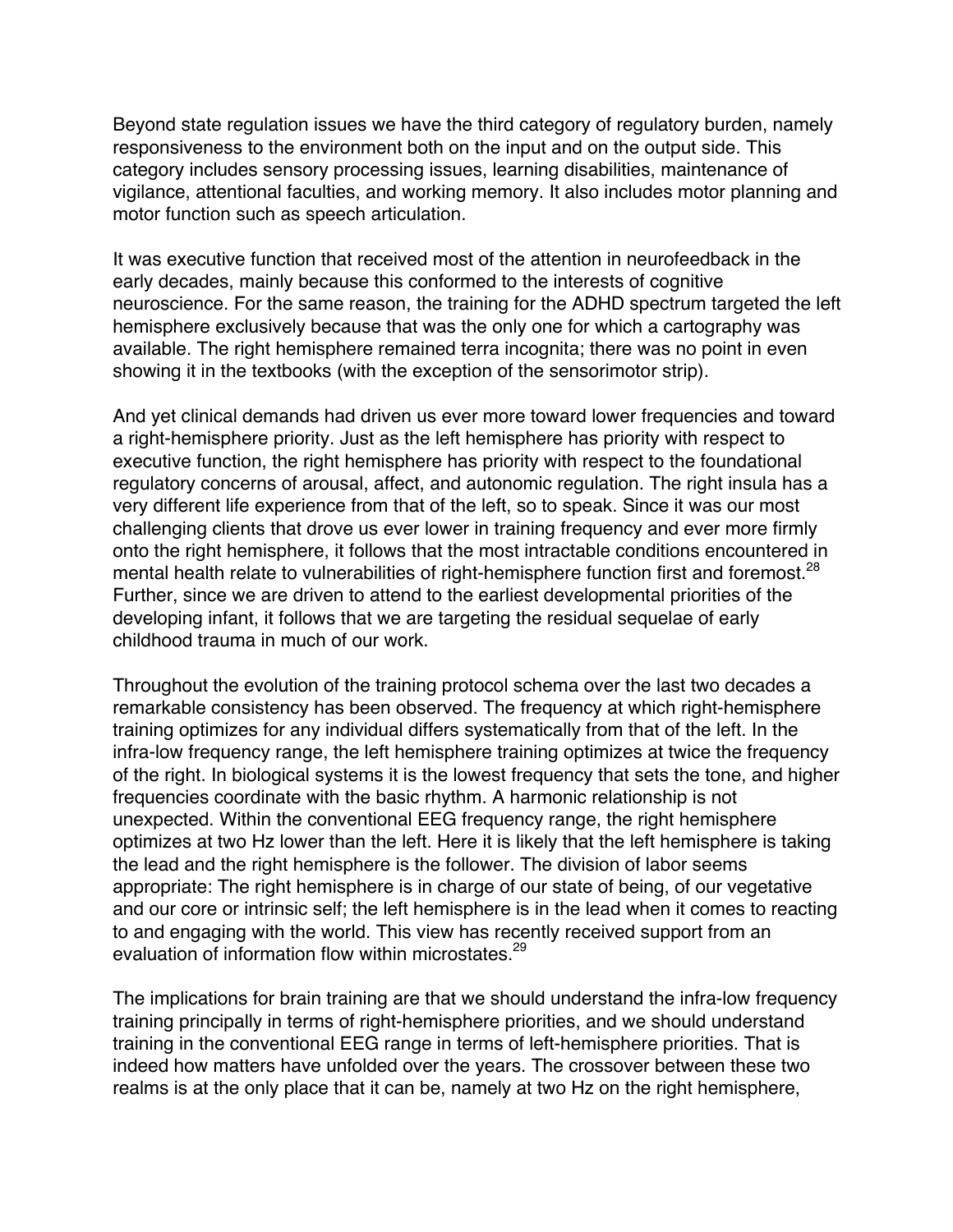Beyond state regulation issues we have the third category of regulatory burden, namely responsiveness to the environment both on the input and on the output side. This category includes sensory processing issues, learning disabilities, maintenance of vigilance, attentional faculties, and working memory. It also includes motor planning and motor function such as speech articulation.

It was executive function that received most of the attention in neurofeedback in the early decades, mainly because this conformed to the interests of cognitive neuroscience. For the same reason, the training for the ADHD spectrum targeted the left hemisphere exclusively because that was the only one for which a cartography was available. The right hemisphere remained terra incognita; there was no point in even showing it in the textbooks (with the exception of the sensorimotor strip).

And yet clinical demands had driven us ever more toward lower frequencies and toward a right-hemisphere priority. Just as the left hemisphere has priority with respect to executive function, the right hemisphere has priority with respect to the foundational regulatory concerns of arousal, affect, and autonomic regulation. The right insula has a very different life experience from that of the left, so to speak. Since it was our most challenging clients that drove us ever lower in training frequency and ever more firmly onto the right hemisphere, it follows that the most intractable conditions encountered in mental health relate to vulnerabilities of right-hemisphere function first and foremost.[28] Further, since we are driven to attend to the earliest developmental priorities of the developing infant, it follows that we are targeting the residual sequelae of early childhood trauma in much of our work.

Throughout the evolution of the training protocol schema over the last two decades a remarkable consistency has been observed. The frequency at which right-hemisphere training optimizes for any individual differs systematically from that of the left. In the infra-low frequency range, the left hemisphere training optimizes at twice the frequency of the right. In biological systems it is the lowest frequency that sets the tone, and higher frequencies coordinate with the basic rhythm. A harmonic relationship is not unexpected. Within the conventional EEG frequency range, the right hemisphere optimizes at two Hz lower than the left. Here it is likely that the left hemisphere is taking the lead and the right hemisphere is the follower. The division of labor seems appropriate: The right hemisphere is in charge of our state of being, of our vegetative and our core or intrinsic self; the left hemisphere is in the lead when it comes to reacting to and engaging with the world. This view has recently received support from an evaluation of information flow within microstates.[29]

The implications for brain training are that we should understand the infra-low frequency training principally in terms of right-hemisphere priorities, and we should understand training in the conventional EEG range in terms of left-hemisphere priorities. That is indeed how matters have unfolded over the years. The crossover between these two realms is at the only place that it can be, namely at two Hz on the right hemisphere,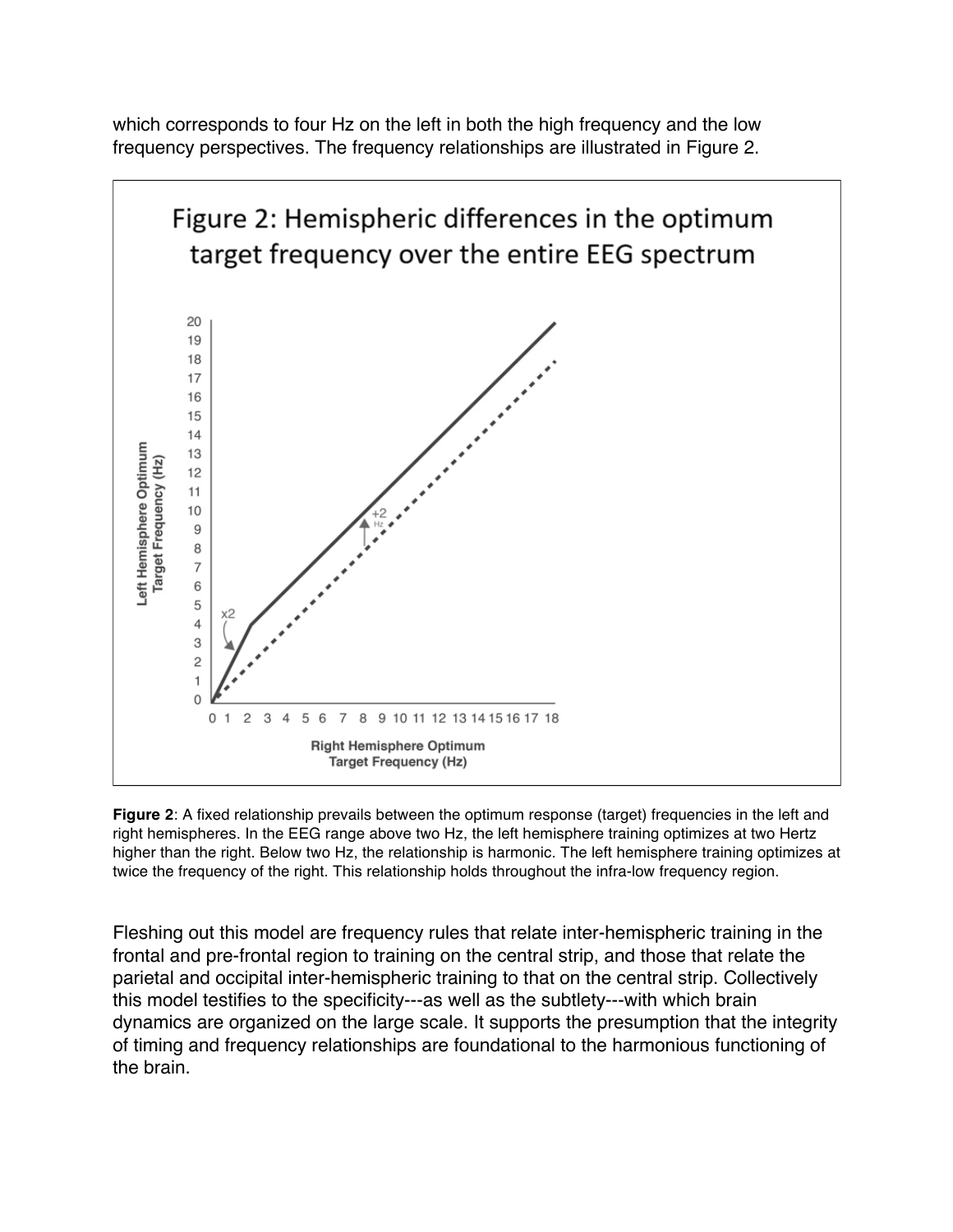which corresponds to four Hz on the left in both the high frequency and the low frequency perspectives. The frequency relationships are illustrated in Figure 2.

Figure 2: Hemispheric differences in the optimum target frequency over the entire EEG spectrum

**Figure 2**: A fixed relationship prevails between the optimum response (target) frequencies in the left and right hemispheres. In the EEG range above two Hz, the left hemisphere training optimizes at two Hertz higher than the right. Below two Hz, the relationship is harmonic. The left hemisphere training optimizes at twice the frequency of the right. This relationship holds throughout the infra-low frequency region.

Fleshing out this model are frequency rules that relate inter-hemispheric training in the frontal and pre-frontal region to training on the central strip, and those that relate the parietal and occipital inter-hemispheric training to that on the central strip. Collectively this model testifies to the specificity---as well as the subtlety---with which brain dynamics are organized on the large scale. It supports the presumption that the integrity of timing and frequency relationships are foundational to the harmonious functioning of the brain.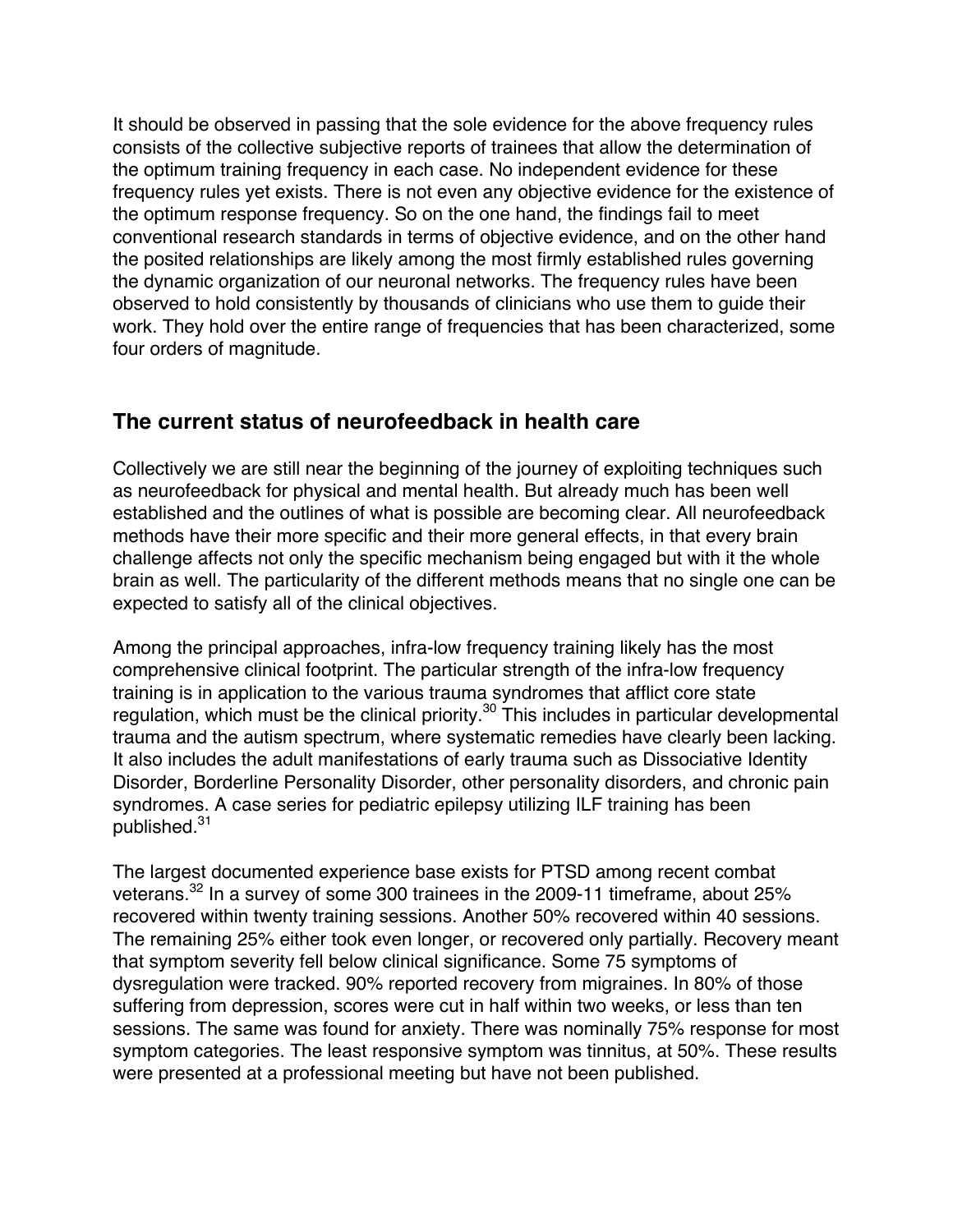It should be observed in passing that the sole evidence for the above frequency rules consists of the collective subjective reports of trainees that allow the determination of the optimum training frequency in each case. No independent evidence for these frequency rules yet exists. There is not even any objective evidence for the existence of the optimum response frequency. So on the one hand, the findings fail to meet conventional research standards in terms of objective evidence, and on the other hand the posited relationships are likely among the most firmly established rules governing the dynamic organization of our neuronal networks. The frequency rules have been observed to hold consistently by thousands of clinicians who use them to guide their work. They hold over the entire range of frequencies that has been characterized, some four orders of magnitude.

## The current status of neurofeedback in health care

Collectively we are still near the beginning of the journey of exploiting techniques such as neurofeedback for physical and mental health. But already much has been well established and the outlines of what is possible are becoming clear. All neurofeedback methods have their more specific and their more general effects, in that every brain challenge affects not only the specific mechanism being engaged but with it the whole brain as well. The particularity of the different methods means that no single one can be expected to satisfy all of the clinical objectives.

Among the principal approaches, infra-low frequency training likely has the most comprehensive clinical footprint. The particular strength of the infra-low frequency training is in application to the various trauma syndromes that afflict core state regulation, which must be the clinical priority.[30] This includes in particular developmental trauma and the autism spectrum, where systematic remedies have clearly been lacking. It also includes the adult manifestations of early trauma such as Dissociative Identity Disorder, Borderline Personality Disorder, other personality disorders, and chronic pain syndromes. A case series for pediatric epilepsy utilizing ILF training has been published.[31]

The largest documented experience base exists for PTSD among recent combat veterans.[32] In a survey of some 300 trainees in the 2009-11 timeframe, about 25% recovered within twenty training sessions. Another 50% recovered within 40 sessions. The remaining 25% either took even longer, or recovered only partially. Recovery meant that symptom severity fell below clinical significance. Some 75 symptoms of dysregulation were tracked. 90% reported recovery from migraines. In 80% of those suffering from depression, scores were cut in half within two weeks, or less than ten sessions. The same was found for anxiety. There was nominally 75% response for most symptom categories. The least responsive symptom was tinnitus, at 50%. These results were presented at a professional meeting but have not been published.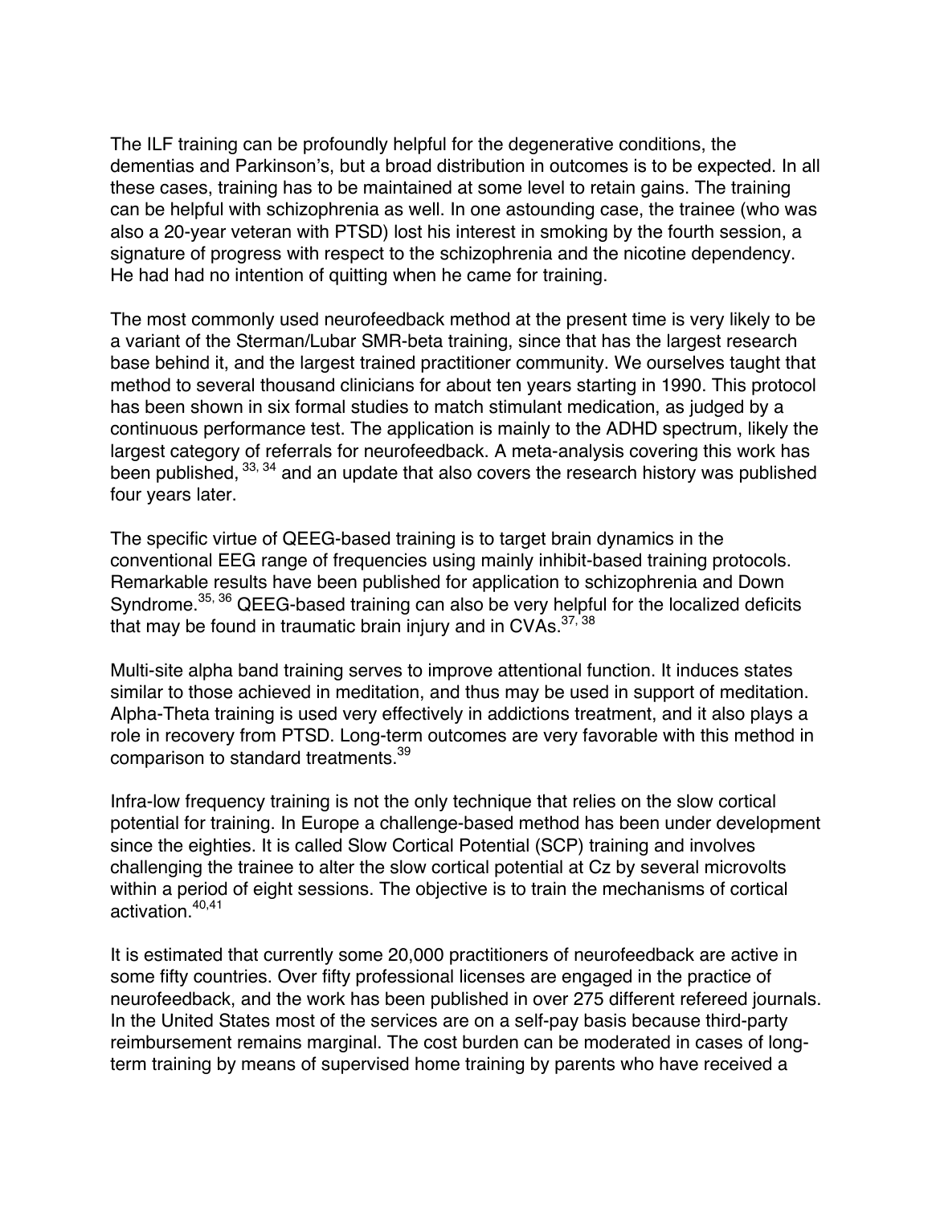The ILF training can be profoundly helpful for the degenerative conditions, the dementias and Parkinson's, but a broad distribution in outcomes is to be expected. In all these cases, training has to be maintained at some level to retain gains. The training can be helpful with schizophrenia as well. In one astounding case, the trainee (who was also a 20-year veteran with PTSD) lost his interest in smoking by the fourth session, a signature of progress with respect to the schizophrenia and the nicotine dependency. He had had no intention of quitting when he came for training.

The most commonly used neurofeedback method at the present time is very likely to be a variant of the Sterman/Lubar SMR-beta training, since that has the largest research base behind it, and the largest trained practitioner community. We ourselves taught that method to several thousand clinicians for about ten years starting in 1990. This protocol has been shown in six formal studies to match stimulant medication, as judged by a continuous performance test. The application is mainly to the ADHD spectrum, likely the largest category of referrals for neurofeedback. A meta-analysis covering this work has been published,[33, 34] and an update that also covers the research history was published four years later.

The specific virtue of QEEG-based training is to target brain dynamics in the conventional EEG range of frequencies using mainly inhibit-based training protocols. Remarkable results have been published for application to schizophrenia and Down Syndrome.[35, 36] QEEG-based training can also be very helpful for the localized deficits that may be found in traumatic brain injury and in CVAs.[37, 38]

Multi-site alpha band training serves to improve attentional function. It induces states similar to those achieved in meditation, and thus may be used in support of meditation. Alpha-Theta training is used very effectively in addictions treatment, and it also plays a role in recovery from PTSD. Long-term outcomes are very favorable with this method in comparison to standard treatments.[39]

Infra-low frequency training is not the only technique that relies on the slow cortical potential for training. In Europe a challenge-based method has been under development since the eighties. It is called Slow Cortical Potential (SCP) training and involves challenging the trainee to alter the slow cortical potential at Cz by several microvolts within a period of eight sessions. The objective is to train the mechanisms of cortical activation.[40,41]

It is estimated that currently some 20,000 practitioners of neurofeedback are active in some fifty countries. Over fifty professional licenses are engaged in the practice of neurofeedback, and the work has been published in over 275 different refereed journals. In the United States most of the services are on a self-pay basis because third-party reimbursement remains marginal. The cost burden can be moderated in cases of long-term training by means of supervised home training by parents who have received a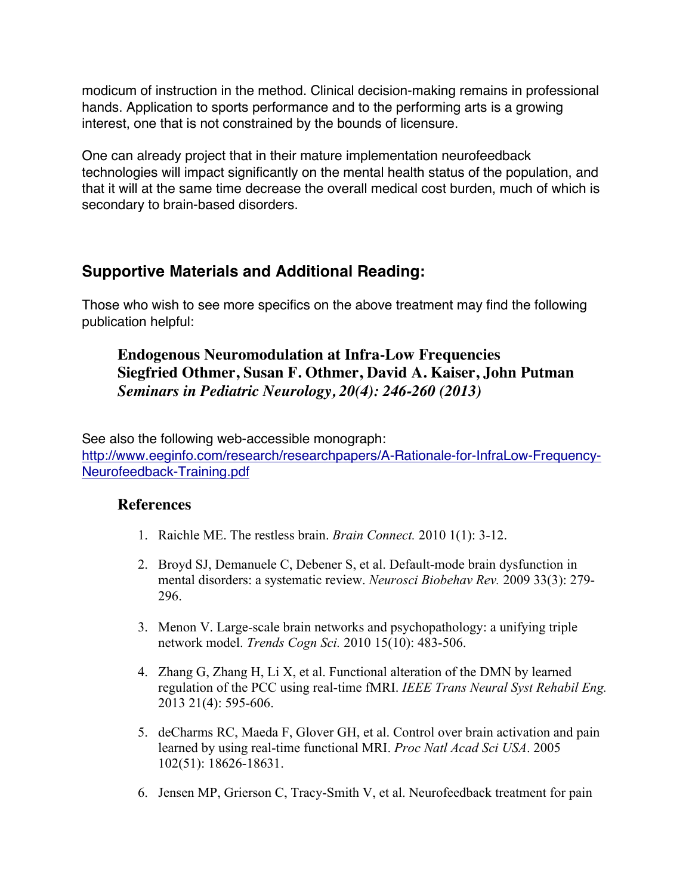modicum of instruction in the method. Clinical decision-making remains in professional hands. Application to sports performance and to the performing arts is a growing interest, one that is not constrained by the bounds of licensure.

One can already project that in their mature implementation neurofeedback technologies will impact significantly on the mental health status of the population, and that it will at the same time decrease the overall medical cost burden, much of which is secondary to brain-based disorders.

## Supportive Materials and Additional Reading:

Those who wish to see more specifics on the above treatment may find the following publication helpful:

> **Endogenous Neuromodulation at Infra-Low Frequencies**
> **Siegfried Othmer, Susan F. Othmer, David A. Kaiser, John Putman**
> ***Seminars in Pediatric Neurology, 20(4): 246-260 (2013)***

See also the following web-accessible monograph:
[http://www.eeginfo.com/research/researchpapers/A-Rationale-for-InfraLow-Frequency-Neurofeedback-Training.pdf](http://www.eeginfo.com/research/researchpapers/A-Rationale-for-InfraLow-Frequency-Neurofeedback-Training.pdf)

### References

1. Raichle ME. The restless brain. *Brain Connect.* 2010 1(1): 3-12.

2. Broyd SJ, Demanuele C, Debener S, et al. Default-mode brain dysfunction in mental disorders: a systematic review. *Neurosci Biobehav Rev.* 2009 33(3): 279-296.

3. Menon V. Large-scale brain networks and psychopathology: a unifying triple network model. *Trends Cogn Sci.* 2010 15(10): 483-506.

4. Zhang G, Zhang H, Li X, et al. Functional alteration of the DMN by learned regulation of the PCC using real-time fMRI. *IEEE Trans Neural Syst Rehabil Eng.* 2013 21(4): 595-606.

5. deCharms RC, Maeda F, Glover GH, et al. Control over brain activation and pain learned by using real-time functional MRI. *Proc Natl Acad Sci USA*. 2005 102(51): 18626-18631.

6. Jensen MP, Grierson C, Tracy-Smith V, et al. Neurofeedback treatment for pain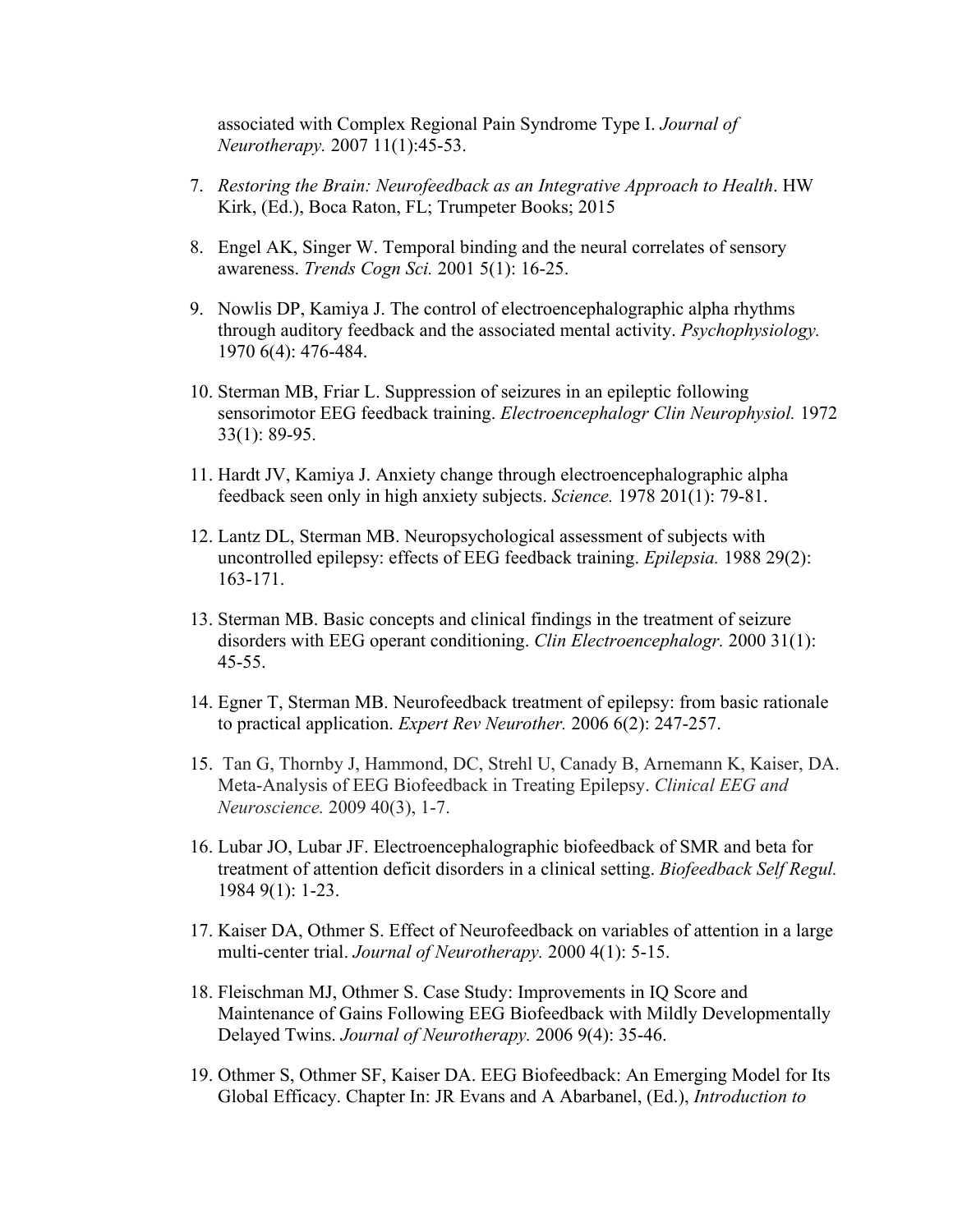associated with Complex Regional Pain Syndrome Type I. *Journal of Neurotherapy.* 2007 11(1):45-53.

7. *Restoring the Brain: Neurofeedback as an Integrative Approach to Health*. HW Kirk, (Ed.), Boca Raton, FL; Trumpeter Books; 2015

8. Engel AK, Singer W. Temporal binding and the neural correlates of sensory awareness. *Trends Cogn Sci.* 2001 5(1): 16-25.

9. Nowlis DP, Kamiya J. The control of electroencephalographic alpha rhythms through auditory feedback and the associated mental activity. *Psychophysiology.* 1970 6(4): 476-484.

10. Sterman MB, Friar L. Suppression of seizures in an epileptic following sensorimotor EEG feedback training. *Electroencephalogr Clin Neurophysiol.* 1972 33(1): 89-95.

11. Hardt JV, Kamiya J. Anxiety change through electroencephalographic alpha feedback seen only in high anxiety subjects. *Science.* 1978 201(1): 79-81.

12. Lantz DL, Sterman MB. Neuropsychological assessment of subjects with uncontrolled epilepsy: effects of EEG feedback training. *Epilepsia.* 1988 29(2): 163-171.

13. Sterman MB. Basic concepts and clinical findings in the treatment of seizure disorders with EEG operant conditioning. *Clin Electroencephalogr.* 2000 31(1): 45-55.

14. Egner T, Sterman MB. Neurofeedback treatment of epilepsy: from basic rationale to practical application. *Expert Rev Neurother.* 2006 6(2): 247-257.

15. Tan G, Thornby J, Hammond, DC, Strehl U, Canady B, Arnemann K, Kaiser, DA. Meta-Analysis of EEG Biofeedback in Treating Epilepsy. *Clinical EEG and Neuroscience.* 2009 40(3), 1-7.

16. Lubar JO, Lubar JF. Electroencephalographic biofeedback of SMR and beta for treatment of attention deficit disorders in a clinical setting. *Biofeedback Self Regul.* 1984 9(1): 1-23.

17. Kaiser DA, Othmer S. Effect of Neurofeedback on variables of attention in a large multi-center trial. *Journal of Neurotherapy.* 2000 4(1): 5-15.

18. Fleischman MJ, Othmer S. Case Study: Improvements in IQ Score and Maintenance of Gains Following EEG Biofeedback with Mildly Developmentally Delayed Twins. *Journal of Neurotherapy.* 2006 9(4): 35-46.

19. Othmer S, Othmer SF, Kaiser DA. EEG Biofeedback: An Emerging Model for Its Global Efficacy. Chapter In: JR Evans and A Abarbanel, (Ed.), *Introduction to*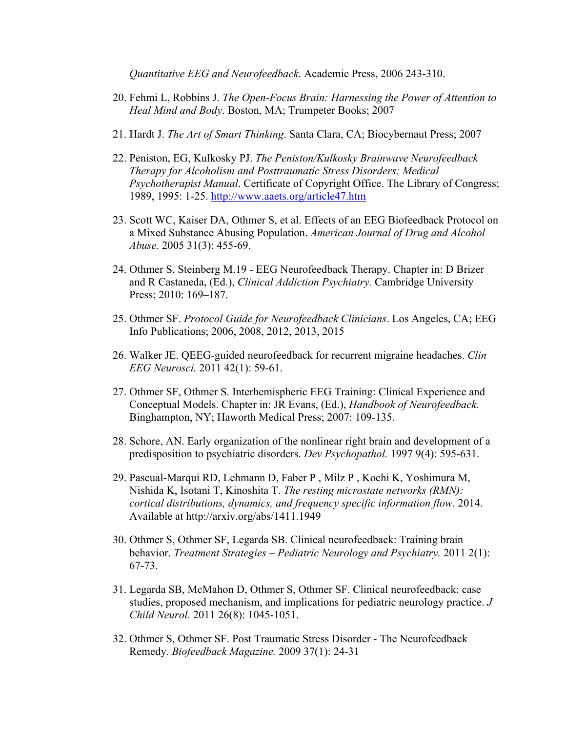*Quantitative EEG and Neurofeedback*. Academic Press, 2006 243-310.

20. Fehmi L, Robbins J. *The Open-Focus Brain: Harnessing the Power of Attention to Heal Mind and Body*. Boston, MA; Trumpeter Books; 2007

21. Hardt J. *The Art of Smart Thinking*. Santa Clara, CA; Biocybernaut Press; 2007

22. Peniston, EG, Kulkosky PJ. *The Peniston/Kulkosky Brainwave Neurofeedback Therapy for Alcoholism and Posttraumatic Stress Disorders: Medical Psychotherapist Manual*. Certificate of Copyright Office. The Library of Congress; 1989, 1995: 1-25. [http://www.aaets.org/article47.htm](http://www.aaets.org/article47.htm)

23. Scott WC, Kaiser DA, Othmer S, et al. Effects of an EEG Biofeedback Protocol on a Mixed Substance Abusing Population. *American Journal of Drug and Alcohol Abuse.* 2005 31(3): 455-69.

24. Othmer S, Steinberg M.19 - EEG Neurofeedback Therapy. Chapter in: D Brizer and R Castaneda, (Ed.), *Clinical Addiction Psychiatry.* Cambridge University Press; 2010: 169–187.

25. Othmer SF. *Protocol Guide for Neurofeedback Clinicians*. Los Angeles, CA; EEG Info Publications; 2006, 2008, 2012, 2013, 2015

26. Walker JE. QEEG-guided neurofeedback for recurrent migraine headaches. *Clin EEG Neurosci.* 2011 42(1): 59-61.

27. Othmer SF, Othmer S. Interhemispheric EEG Training: Clinical Experience and Conceptual Models. Chapter in: JR Evans, (Ed.), *Handbook of Neurofeedback.* Binghampton, NY; Haworth Medical Press; 2007: 109-135.

28. Schore, AN. Early organization of the nonlinear right brain and development of a predisposition to psychiatric disorders. *Dev Psychopathol.* 1997 9(4): 595-631.

29. Pascual-Marqui RD, Lehmann D, Faber P , Milz P , Kochi K, Yoshimura M, Nishida K, Isotani T, Kinoshita T. *The resting microstate networks (RMN): cortical distributions, dynamics, and frequency specific information flow.* 2014. Available at http://arxiv.org/abs/1411.1949

30. Othmer S, Othmer SF, Legarda SB. Clinical neurofeedback: Training brain behavior. *Treatment Strategies – Pediatric Neurology and Psychiatry.* 2011 2(1): 67-73.

31. Legarda SB, McMahon D, Othmer S, Othmer SF. Clinical neurofeedback: case studies, proposed mechanism, and implications for pediatric neurology practice. *J Child Neurol.* 2011 26(8): 1045-1051.

32. Othmer S, Othmer SF. Post Traumatic Stress Disorder - The Neurofeedback Remedy. *Biofeedback Magazine.* 2009 37(1): 24-31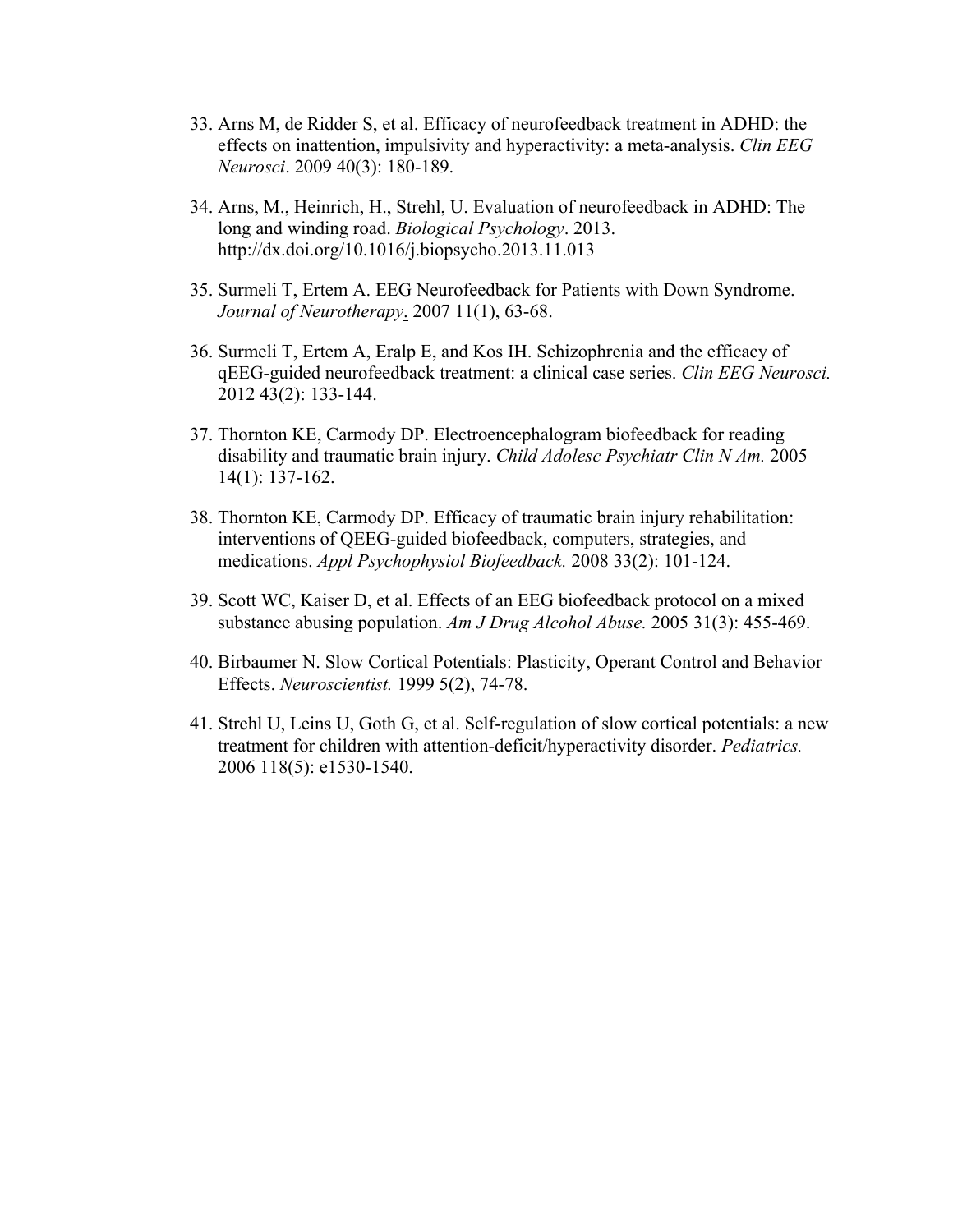33. Arns M, de Ridder S, et al. Efficacy of neurofeedback treatment in ADHD: the effects on inattention, impulsivity and hyperactivity: a meta-analysis. *Clin EEG Neurosci*. 2009 40(3): 180-189.

34. Arns, M., Heinrich, H., Strehl, U. Evaluation of neurofeedback in ADHD: The long and winding road. *Biological Psychology*. 2013. http://dx.doi.org/10.1016/j.biopsycho.2013.11.013

35. Surmeli T, Ertem A. EEG Neurofeedback for Patients with Down Syndrome. *Journal of Neurotherapy*. 2007 11(1), 63-68.

36. Surmeli T, Ertem A, Eralp E, and Kos IH. Schizophrenia and the efficacy of qEEG-guided neurofeedback treatment: a clinical case series. *Clin EEG Neurosci.* 2012 43(2): 133-144.

37. Thornton KE, Carmody DP. Electroencephalogram biofeedback for reading disability and traumatic brain injury. *Child Adolesc Psychiatr Clin N Am.* 2005 14(1): 137-162.

38. Thornton KE, Carmody DP. Efficacy of traumatic brain injury rehabilitation: interventions of QEEG-guided biofeedback, computers, strategies, and medications. *Appl Psychophysiol Biofeedback.* 2008 33(2): 101-124.

39. Scott WC, Kaiser D, et al. Effects of an EEG biofeedback protocol on a mixed substance abusing population. *Am J Drug Alcohol Abuse.* 2005 31(3): 455-469.

40. Birbaumer N. Slow Cortical Potentials: Plasticity, Operant Control and Behavior Effects. *Neuroscientist.* 1999 5(2), 74-78.

41. Strehl U, Leins U, Goth G, et al. Self-regulation of slow cortical potentials: a new treatment for children with attention-deficit/hyperactivity disorder. *Pediatrics.* 2006 118(5): e1530-1540.